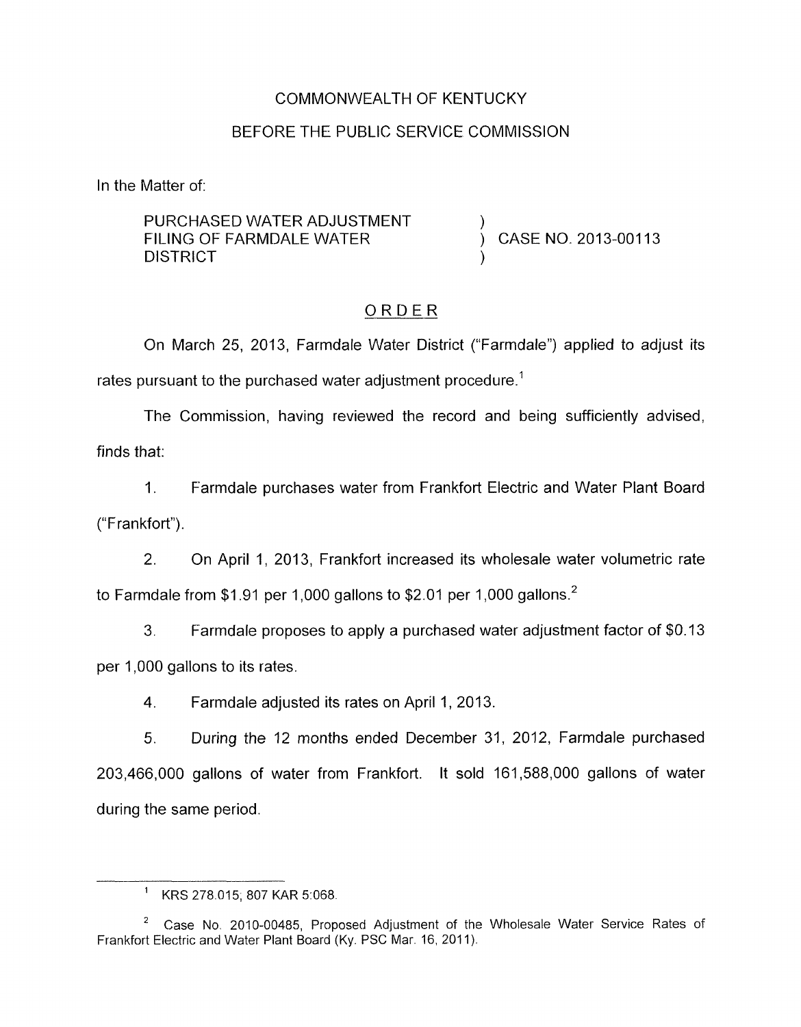COMMONWEALTH OF KENTUCKY

BEFORE THE PUBLIC SERVICE COMMISSION

In the Matter of:

| | | |
|---|---|---|
| PURCHASED WATER ADJUSTMENT FILING OF FARMDALE WATER DISTRICT | ) ) ) | CASE NO. 2013-00113 |

## ORDER

On March 25, 2013, Farmdale Water District ("Farmdale") applied to adjust its rates pursuant to the purchased water adjustment procedure.[1]

The Commission, having reviewed the record and being sufficiently advised, finds that:

1. Farmdale purchases water from Frankfort Electric and Water Plant Board ("Frankfort").

2. On April 1, 2013, Frankfort increased its wholesale water volumetric rate to Farmdale from $1.91 per 1,000 gallons to $2.01 per 1,000 gallons.[2]

3. Farmdale proposes to apply a purchased water adjustment factor of $0.13 per 1,000 gallons to its rates.

4. Farmdale adjusted its rates on April 1, 2013.

5. During the 12 months ended December 31, 2012, Farmdale purchased 203,466,000 gallons of water from Frankfort. It sold 161,588,000 gallons of water during the same period.

---

[1] KRS 278.015; 807 KAR 5:068.

[2] Case No. 2010-00485, Proposed Adjustment of the Wholesale Water Service Rates of Frankfort Electric and Water Plant Board (Ky. PSC Mar. 16, 2011).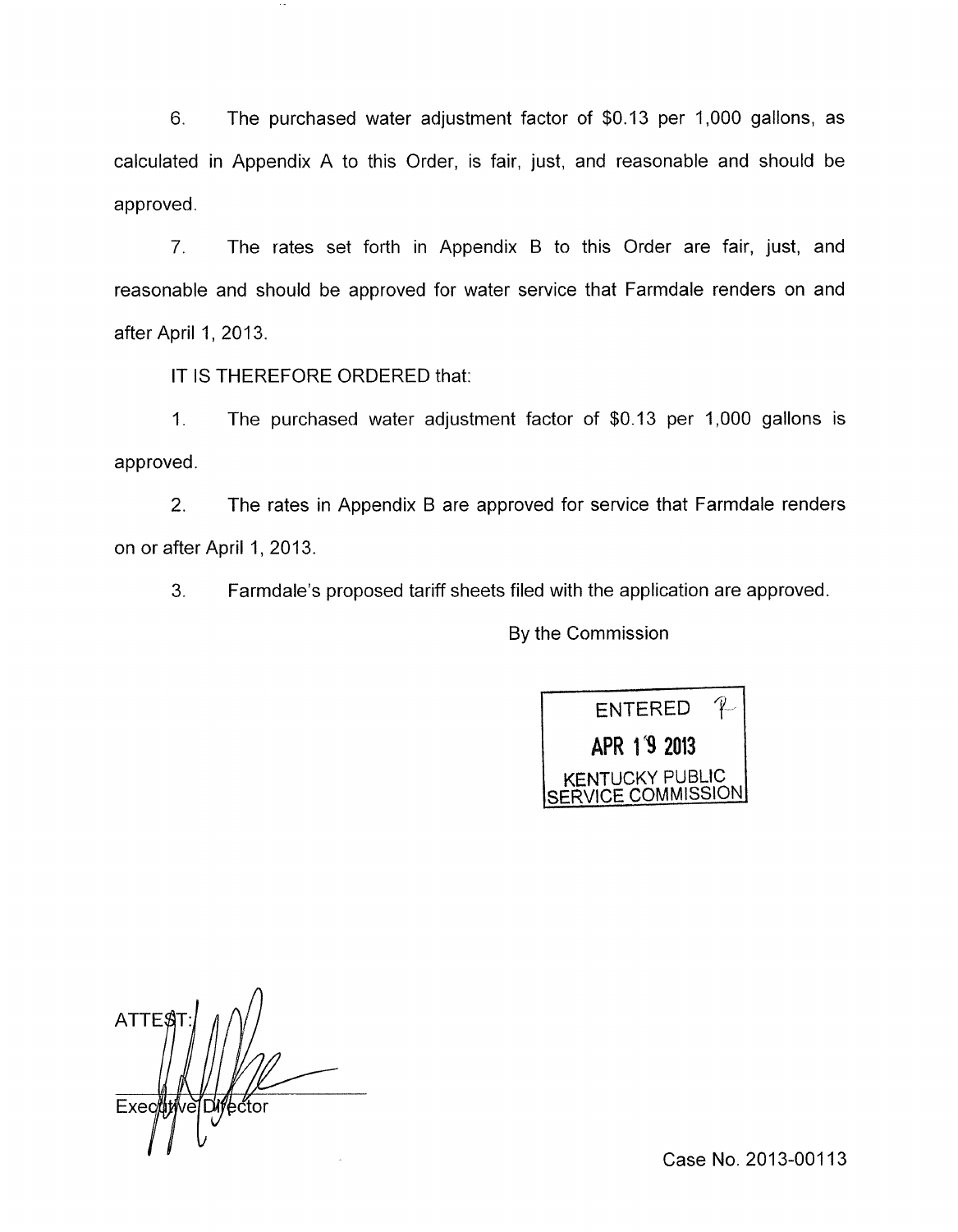6. The purchased water adjustment factor of $0.13 per 1,000 gallons, as calculated in Appendix A to this Order, is fair, just, and reasonable and should be approved.

7. The rates set forth in Appendix B to this Order are fair, just, and reasonable and should be approved for water service that Farmdale renders on and after April 1, 2013.

IT IS THEREFORE ORDERED that:

1. The purchased water adjustment factor of $0.13 per 1,000 gallons is approved.

2. The rates in Appendix B are approved for service that Farmdale renders on or after April 1, 2013.

3. Farmdale's proposed tariff sheets filed with the application are approved.

By the Commission

ENTERED
APR 19 2013
KENTUCKY PUBLIC
SERVICE COMMISSION

ATTEST:

Executive Director

Case No. 2013-00113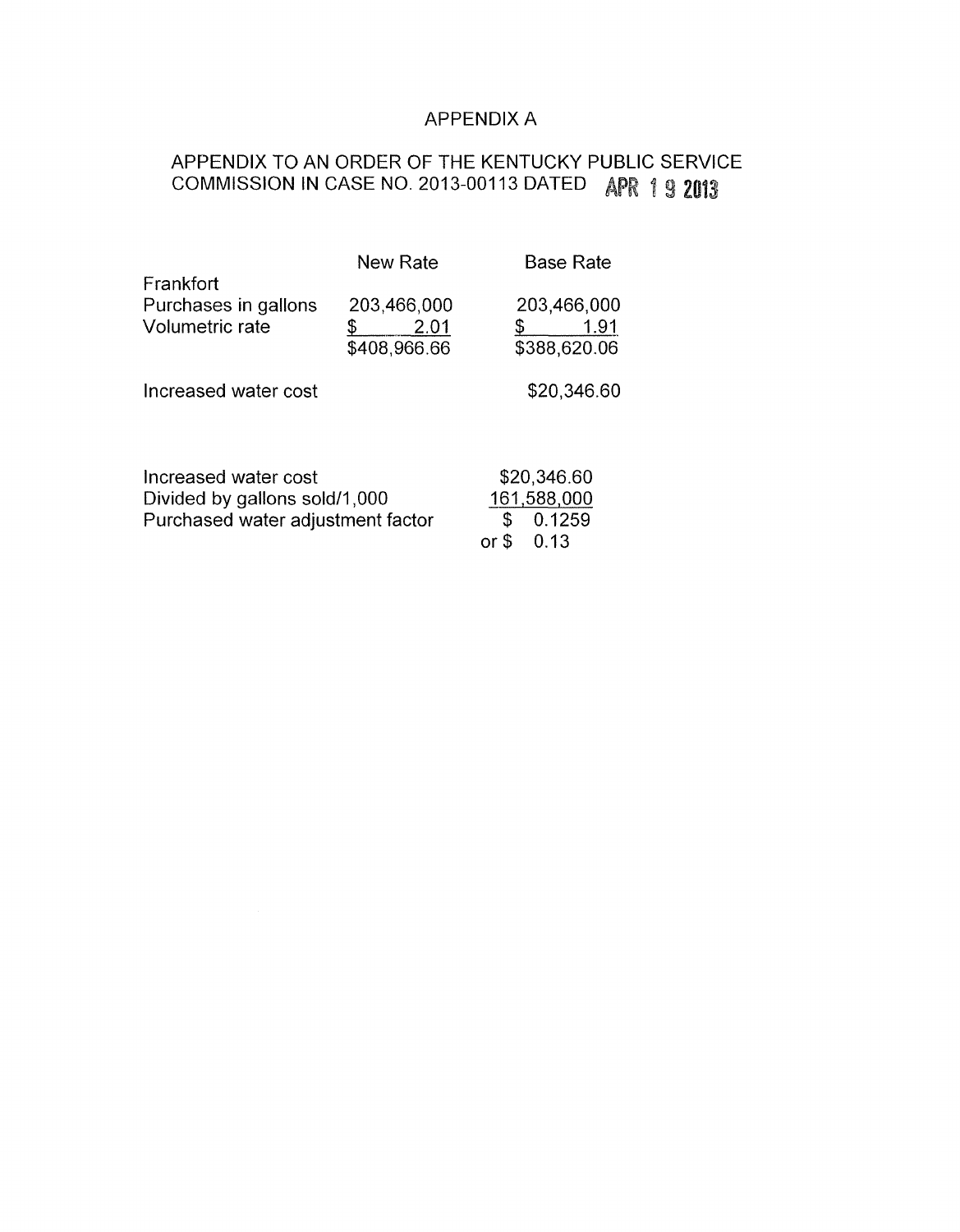# APPENDIX A

## APPENDIX TO AN ORDER OF THE KENTUCKY PUBLIC SERVICE COMMISSION IN CASE NO. 2013-00113 DATED APR 19 2013

| | New Rate | Base Rate |
|---|---|---|
| Frankfort | | |
| Purchases in gallons | 203,466,000 | 203,466,000 |
| Volumetric rate | $ 2.01 | $ 1.91 |
| | $408,966.66 | $388,620.06 |
| | | |
| Increased water cost | | $20,346.60 |

| | |
|---|---|
| Increased water cost | $20,346.60 |
| Divided by gallons sold/1,000 | 161,588,000 |
| Purchased water adjustment factor | $ 0.1259 |
| | or $ 0.13 |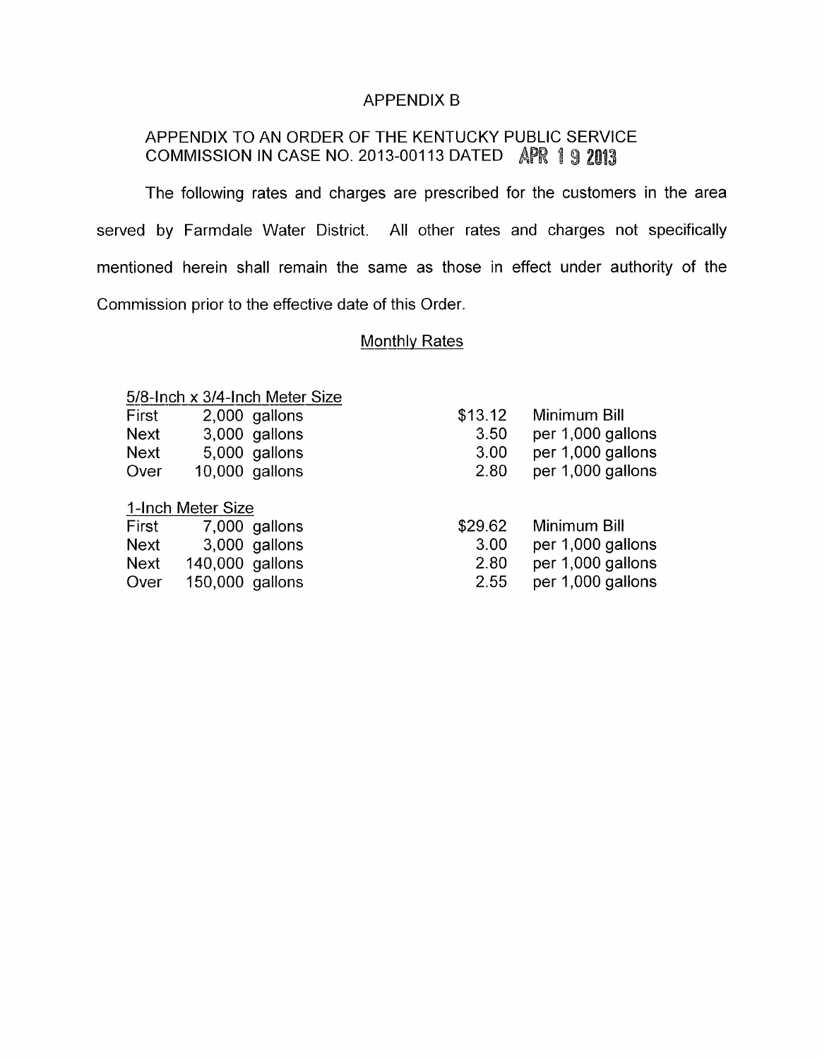# APPENDIX B

APPENDIX TO AN ORDER OF THE KENTUCKY PUBLIC SERVICE COMMISSION IN CASE NO. 2013-00113 DATED APR 19 2013

The following rates and charges are prescribed for the customers in the area served by Farmdale Water District. All other rates and charges not specifically mentioned herein shall remain the same as those in effect under authority of the Commission prior to the effective date of this Order.

## Monthly Rates

5/8-Inch x 3/4-Inch Meter Size

| | | | |
|---|---|---|---|
| First | 2,000 gallons | $13.12 | Minimum Bill |
| Next | 3,000 gallons | 3.50 | per 1,000 gallons |
| Next | 5,000 gallons | 3.00 | per 1,000 gallons |
| Over | 10,000 gallons | 2.80 | per 1,000 gallons |

1-Inch Meter Size

| | | | |
|---|---|---|---|
| First | 7,000 gallons | $29.62 | Minimum Bill |
| Next | 3,000 gallons | 3.00 | per 1,000 gallons |
| Next | 140,000 gallons | 2.80 | per 1,000 gallons |
| Over | 150,000 gallons | 2.55 | per 1,000 gallons |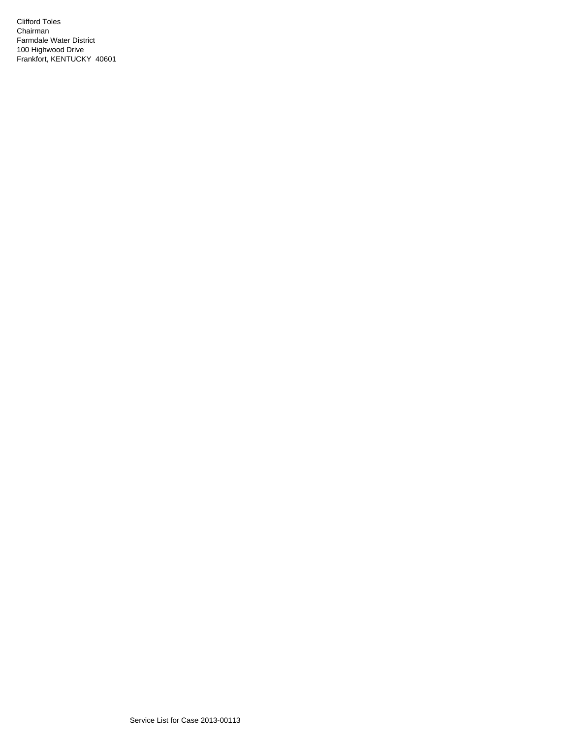Clifford Toles
Chairman
Farmdale Water District
100 Highwood Drive
Frankfort, KENTUCKY  40601